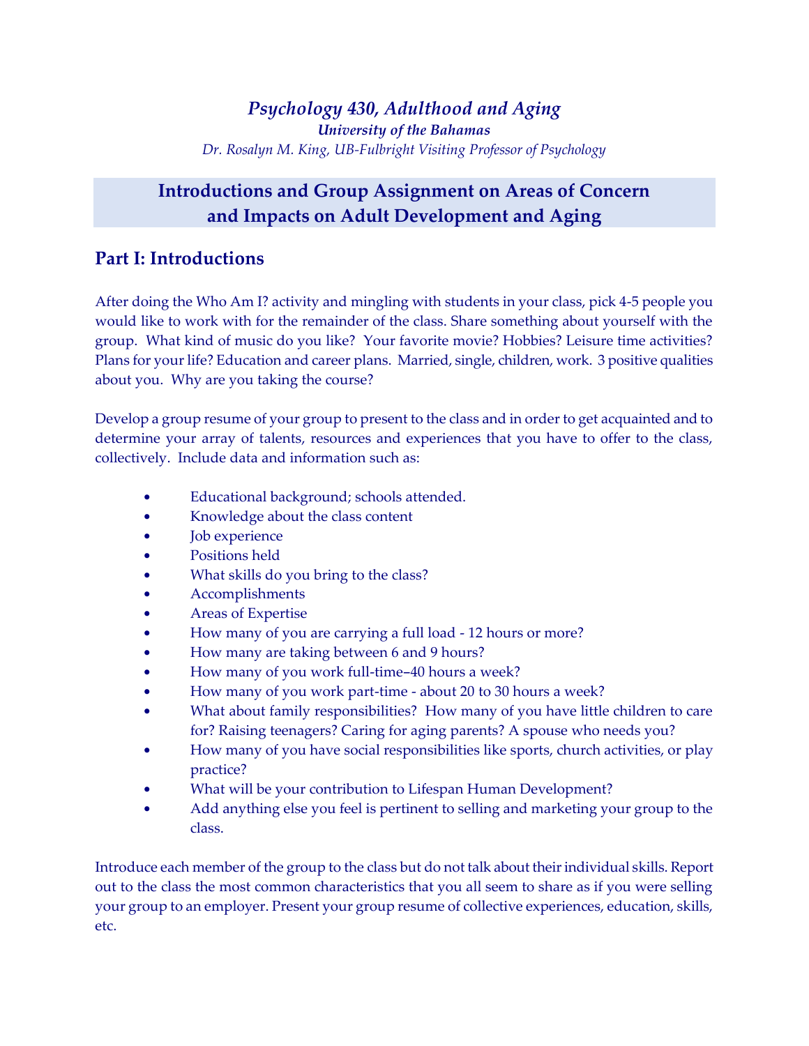# *Psychology 430, Adulthood and Aging*

***University of the Bahamas***

*Dr. Rosalyn M. King, UB-Fulbright Visiting Professor of Psychology*

## Introductions and Group Assignment on Areas of Concern and Impacts on Adult Development and Aging

### Part I: Introductions

After doing the Who Am I? activity and mingling with students in your class, pick 4-5 people you would like to work with for the remainder of the class. Share something about yourself with the group. What kind of music do you like? Your favorite movie? Hobbies? Leisure time activities? Plans for your life? Education and career plans. Married, single, children, work. 3 positive qualities about you. Why are you taking the course?

Develop a group resume of your group to present to the class and in order to get acquainted and to determine your array of talents, resources and experiences that you have to offer to the class, collectively. Include data and information such as:

- Educational background; schools attended.
- Knowledge about the class content
- Job experience
- Positions held
- What skills do you bring to the class?
- Accomplishments
- Areas of Expertise
- How many of you are carrying a full load - 12 hours or more?
- How many are taking between 6 and 9 hours?
- How many of you work full-time–40 hours a week?
- How many of you work part-time - about 20 to 30 hours a week?
- What about family responsibilities? How many of you have little children to care for? Raising teenagers? Caring for aging parents? A spouse who needs you?
- How many of you have social responsibilities like sports, church activities, or play practice?
- What will be your contribution to Lifespan Human Development?
- Add anything else you feel is pertinent to selling and marketing your group to the class.

Introduce each member of the group to the class but do not talk about their individual skills. Report out to the class the most common characteristics that you all seem to share as if you were selling your group to an employer. Present your group resume of collective experiences, education, skills, etc.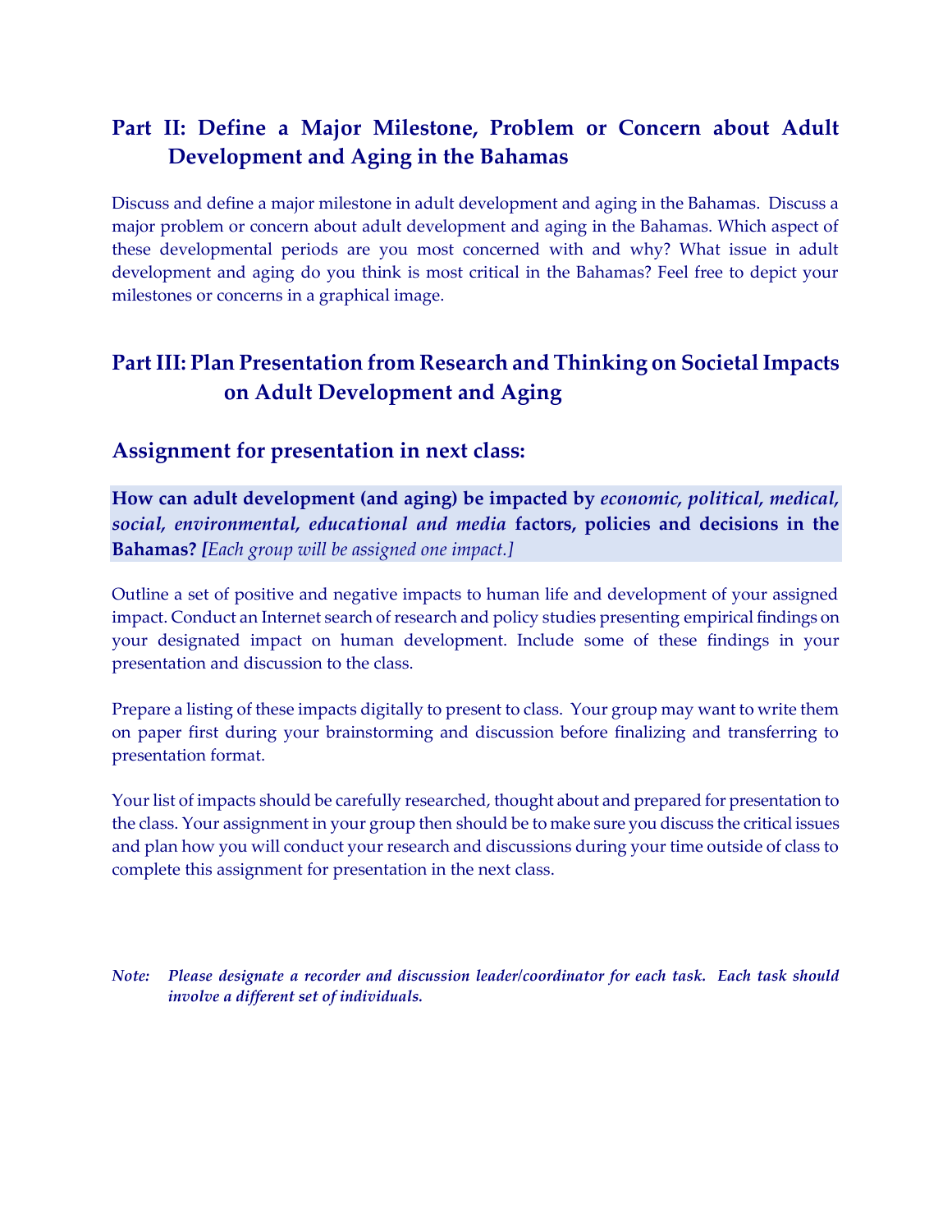## Part II: Define a Major Milestone, Problem or Concern about Adult Development and Aging in the Bahamas

Discuss and define a major milestone in adult development and aging in the Bahamas. Discuss a major problem or concern about adult development and aging in the Bahamas. Which aspect of these developmental periods are you most concerned with and why? What issue in adult development and aging do you think is most critical in the Bahamas? Feel free to depict your milestones or concerns in a graphical image.

## Part III: Plan Presentation from Research and Thinking on Societal Impacts on Adult Development and Aging

### Assignment for presentation in next class:

**How can adult development (and aging) be impacted by *economic, political, medical, social, environmental, educational and media* factors, policies and decisions in the Bahamas? [*Each group will be assigned one impact.]***

Outline a set of positive and negative impacts to human life and development of your assigned impact. Conduct an Internet search of research and policy studies presenting empirical findings on your designated impact on human development. Include some of these findings in your presentation and discussion to the class.

Prepare a listing of these impacts digitally to present to class. Your group may want to write them on paper first during your brainstorming and discussion before finalizing and transferring to presentation format.

Your list of impacts should be carefully researched, thought about and prepared for presentation to the class. Your assignment in your group then should be to make sure you discuss the critical issues and plan how you will conduct your research and discussions during your time outside of class to complete this assignment for presentation in the next class.

***Note:** *Please designate a recorder and discussion leader/coordinator for each task. Each task should involve a different set of individuals.**